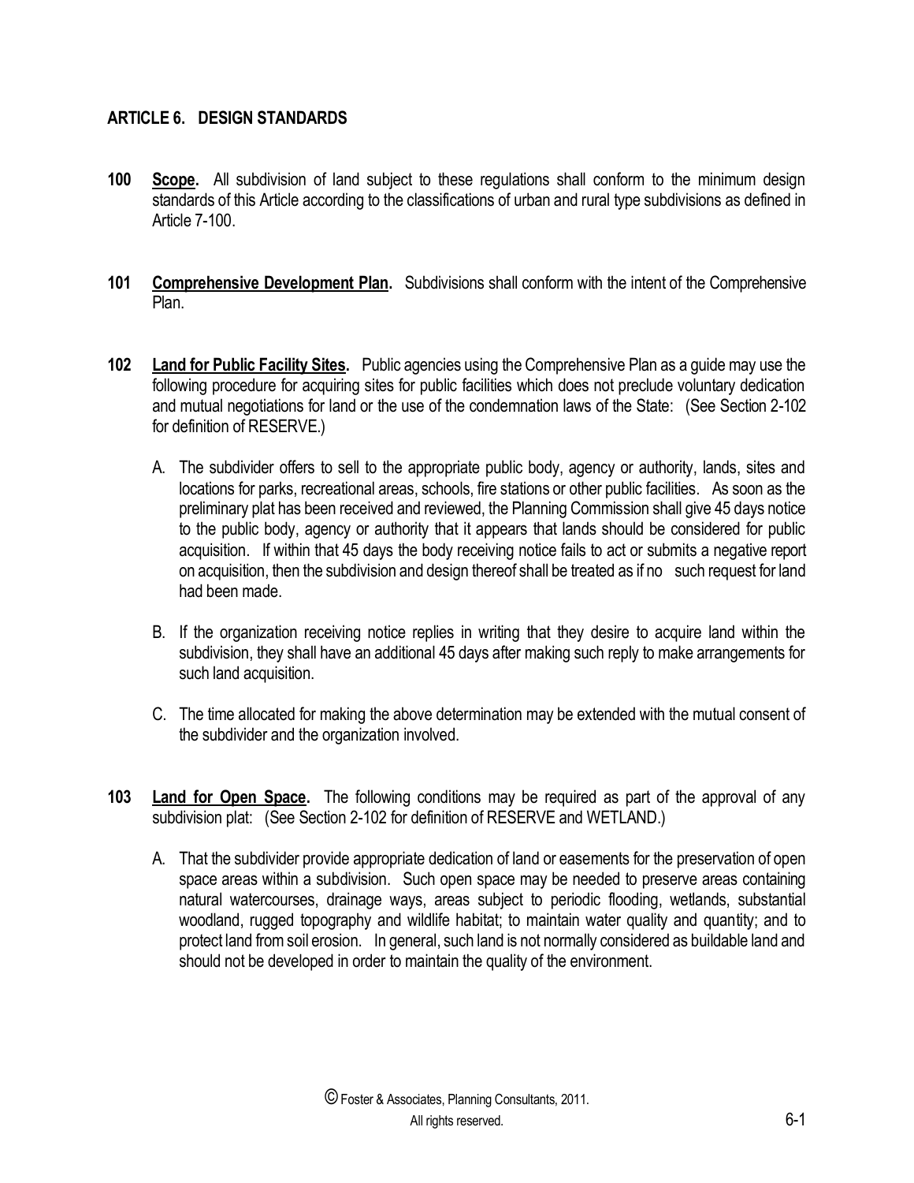## ARTICLE 6. DESIGN STANDARDS

**100** **Scope.** All subdivision of land subject to these regulations shall conform to the minimum design standards of this Article according to the classifications of urban and rural type subdivisions as defined in Article 7-100.

**101** **Comprehensive Development Plan.** Subdivisions shall conform with the intent of the Comprehensive Plan.

**102** **Land for Public Facility Sites.** Public agencies using the Comprehensive Plan as a guide may use the following procedure for acquiring sites for public facilities which does not preclude voluntary dedication and mutual negotiations for land or the use of the condemnation laws of the State: (See Section 2-102 for definition of RESERVE.)

A. The subdivider offers to sell to the appropriate public body, agency or authority, lands, sites and locations for parks, recreational areas, schools, fire stations or other public facilities. As soon as the preliminary plat has been received and reviewed, the Planning Commission shall give 45 days notice to the public body, agency or authority that it appears that lands should be considered for public acquisition. If within that 45 days the body receiving notice fails to act or submits a negative report on acquisition, then the subdivision and design thereof shall be treated as if no such request for land had been made.

B. If the organization receiving notice replies in writing that they desire to acquire land within the subdivision, they shall have an additional 45 days after making such reply to make arrangements for such land acquisition.

C. The time allocated for making the above determination may be extended with the mutual consent of the subdivider and the organization involved.

**103** **Land for Open Space.** The following conditions may be required as part of the approval of any subdivision plat: (See Section 2-102 for definition of RESERVE and WETLAND.)

A. That the subdivider provide appropriate dedication of land or easements for the preservation of open space areas within a subdivision. Such open space may be needed to preserve areas containing natural watercourses, drainage ways, areas subject to periodic flooding, wetlands, substantial woodland, rugged topography and wildlife habitat; to maintain water quality and quantity; and to protect land from soil erosion. In general, such land is not normally considered as buildable land and should not be developed in order to maintain the quality of the environment.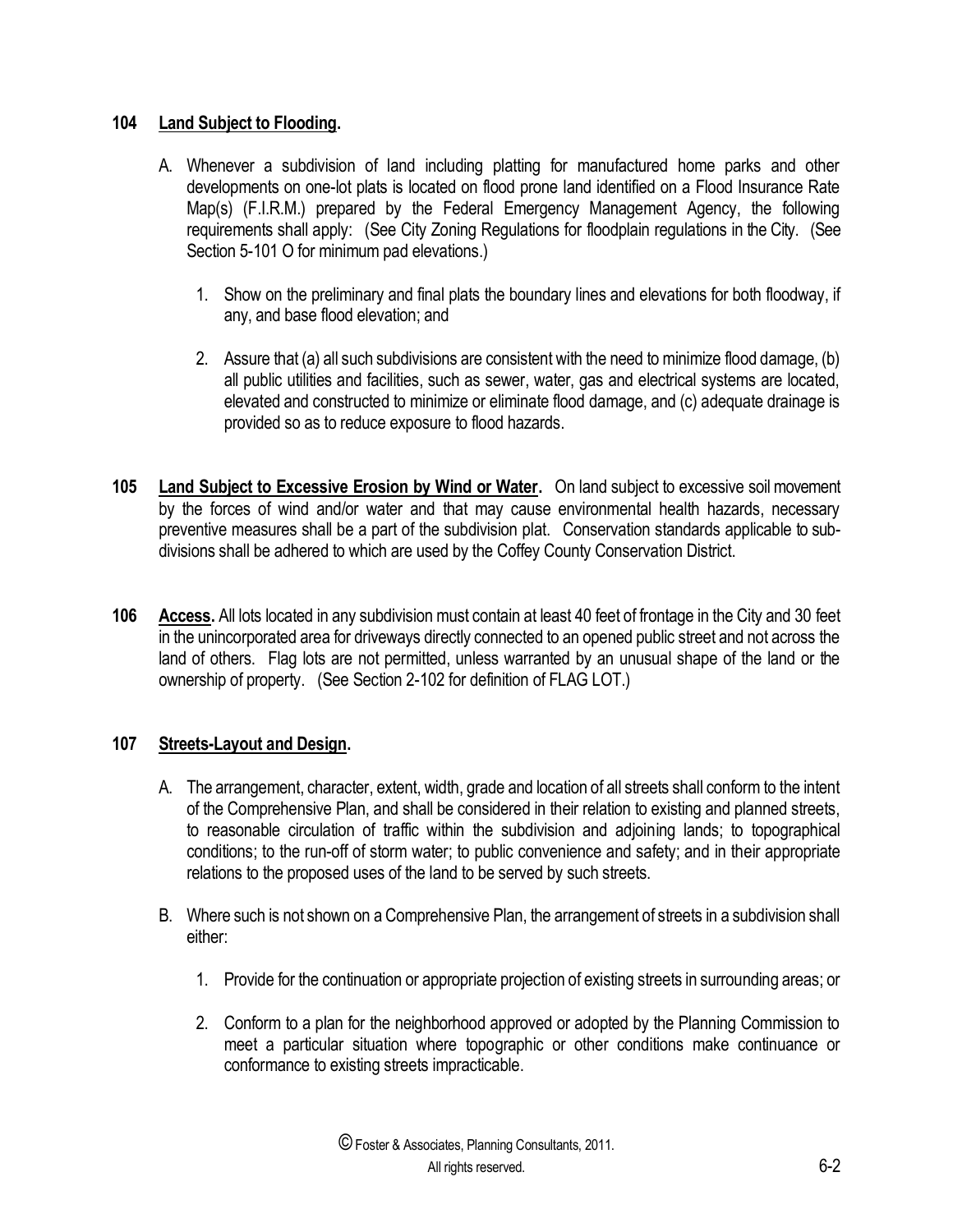**104 Land Subject to Flooding.**

A. Whenever a subdivision of land including platting for manufactured home parks and other developments on one-lot plats is located on flood prone land identified on a Flood Insurance Rate Map(s) (F.I.R.M.) prepared by the Federal Emergency Management Agency, the following requirements shall apply: (See City Zoning Regulations for floodplain regulations in the City. (See Section 5-101 O for minimum pad elevations.)

1. Show on the preliminary and final plats the boundary lines and elevations for both floodway, if any, and base flood elevation; and

2. Assure that (a) all such subdivisions are consistent with the need to minimize flood damage, (b) all public utilities and facilities, such as sewer, water, gas and electrical systems are located, elevated and constructed to minimize or eliminate flood damage, and (c) adequate drainage is provided so as to reduce exposure to flood hazards.

**105 Land Subject to Excessive Erosion by Wind or Water.** On land subject to excessive soil movement by the forces of wind and/or water and that may cause environmental health hazards, necessary preventive measures shall be a part of the subdivision plat. Conservation standards applicable to subdivisions shall be adhered to which are used by the Coffey County Conservation District.

**106 Access.** All lots located in any subdivision must contain at least 40 feet of frontage in the City and 30 feet in the unincorporated area for driveways directly connected to an opened public street and not across the land of others. Flag lots are not permitted, unless warranted by an unusual shape of the land or the ownership of property. (See Section 2-102 for definition of FLAG LOT.)

**107 Streets-Layout and Design.**

A. The arrangement, character, extent, width, grade and location of all streets shall conform to the intent of the Comprehensive Plan, and shall be considered in their relation to existing and planned streets, to reasonable circulation of traffic within the subdivision and adjoining lands; to topographical conditions; to the run-off of storm water; to public convenience and safety; and in their appropriate relations to the proposed uses of the land to be served by such streets.

B. Where such is not shown on a Comprehensive Plan, the arrangement of streets in a subdivision shall either:

1. Provide for the continuation or appropriate projection of existing streets in surrounding areas; or

2. Conform to a plan for the neighborhood approved or adopted by the Planning Commission to meet a particular situation where topographic or other conditions make continuance or conformance to existing streets impracticable.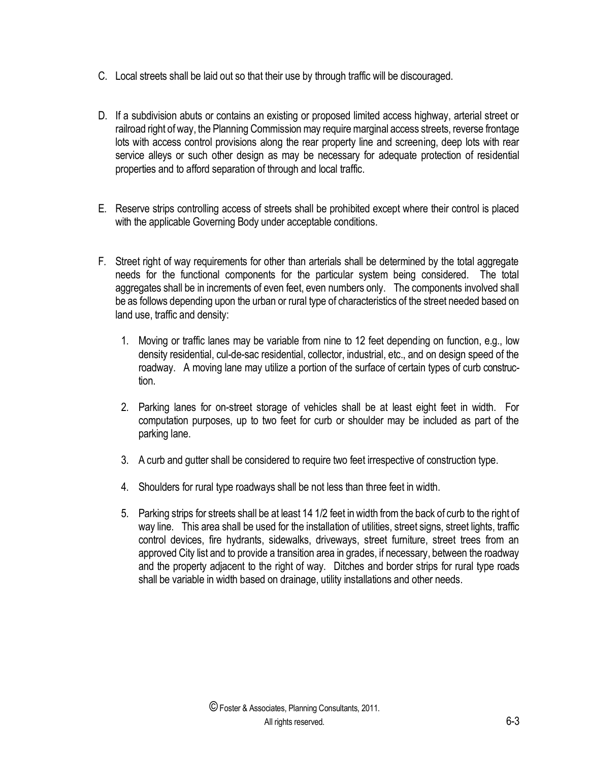C. Local streets shall be laid out so that their use by through traffic will be discouraged.

D. If a subdivision abuts or contains an existing or proposed limited access highway, arterial street or railroad right of way, the Planning Commission may require marginal access streets, reverse frontage lots with access control provisions along the rear property line and screening, deep lots with rear service alleys or such other design as may be necessary for adequate protection of residential properties and to afford separation of through and local traffic.

E. Reserve strips controlling access of streets shall be prohibited except where their control is placed with the applicable Governing Body under acceptable conditions.

F. Street right of way requirements for other than arterials shall be determined by the total aggregate needs for the functional components for the particular system being considered. The total aggregates shall be in increments of even feet, even numbers only. The components involved shall be as follows depending upon the urban or rural type of characteristics of the street needed based on land use, traffic and density:

   1. Moving or traffic lanes may be variable from nine to 12 feet depending on function, e.g., low density residential, cul-de-sac residential, collector, industrial, etc., and on design speed of the roadway. A moving lane may utilize a portion of the surface of certain types of curb construction.

   2. Parking lanes for on-street storage of vehicles shall be at least eight feet in width. For computation purposes, up to two feet for curb or shoulder may be included as part of the parking lane.

   3. A curb and gutter shall be considered to require two feet irrespective of construction type.

   4. Shoulders for rural type roadways shall be not less than three feet in width.

   5. Parking strips for streets shall be at least 14 1/2 feet in width from the back of curb to the right of way line. This area shall be used for the installation of utilities, street signs, street lights, traffic control devices, fire hydrants, sidewalks, driveways, street furniture, street trees from an approved City list and to provide a transition area in grades, if necessary, between the roadway and the property adjacent to the right of way. Ditches and border strips for rural type roads shall be variable in width based on drainage, utility installations and other needs.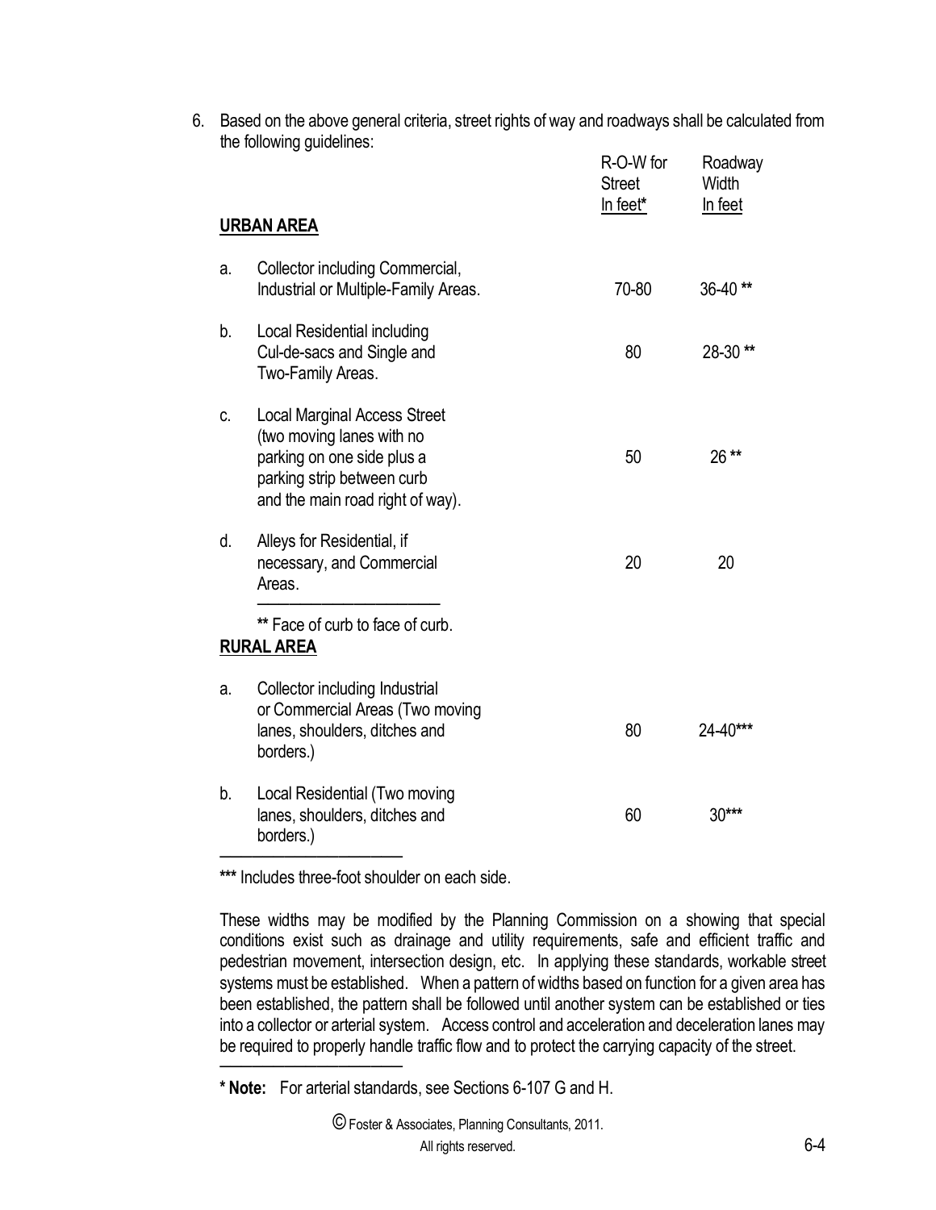6. Based on the above general criteria, street rights of way and roadways shall be calculated from the following guidelines:

| | | R-O-W for Street In feet* | Roadway Width In feet |
|---|---|---|---|
| **URBAN AREA** | | | |
| a. | Collector including Commercial, Industrial or Multiple-Family Areas. | 70-80 | 36-40 ** |
| b. | Local Residential including Cul-de-sacs and Single and Two-Family Areas. | 80 | 28-30 ** |
| c. | Local Marginal Access Street (two moving lanes with no parking on one side plus a parking strip between curb and the main road right of way). | 50 | 26 ** |
| d. | Alleys for Residential, if necessary, and Commercial Areas. | 20 | 20 |

** Face of curb to face of curb.

| | | R-O-W for Street In feet* | Roadway Width In feet |
|---|---|---|---|
| **RURAL AREA** | | | |
| a. | Collector including Industrial or Commercial Areas (Two moving lanes, shoulders, ditches and borders.) | 80 | 24-40*** |
| b. | Local Residential (Two moving lanes, shoulders, ditches and borders.) | 60 | 30*** |

*** Includes three-foot shoulder on each side.

These widths may be modified by the Planning Commission on a showing that special conditions exist such as drainage and utility requirements, safe and efficient traffic and pedestrian movement, intersection design, etc. In applying these standards, workable street systems must be established. When a pattern of widths based on function for a given area has been established, the pattern shall be followed until another system can be established or ties into a collector or arterial system. Access control and acceleration and deceleration lanes may be required to properly handle traffic flow and to protect the carrying capacity of the street.

**\* Note:** For arterial standards, see Sections 6-107 G and H.

© Foster & Associates, Planning Consultants, 2011. All rights reserved.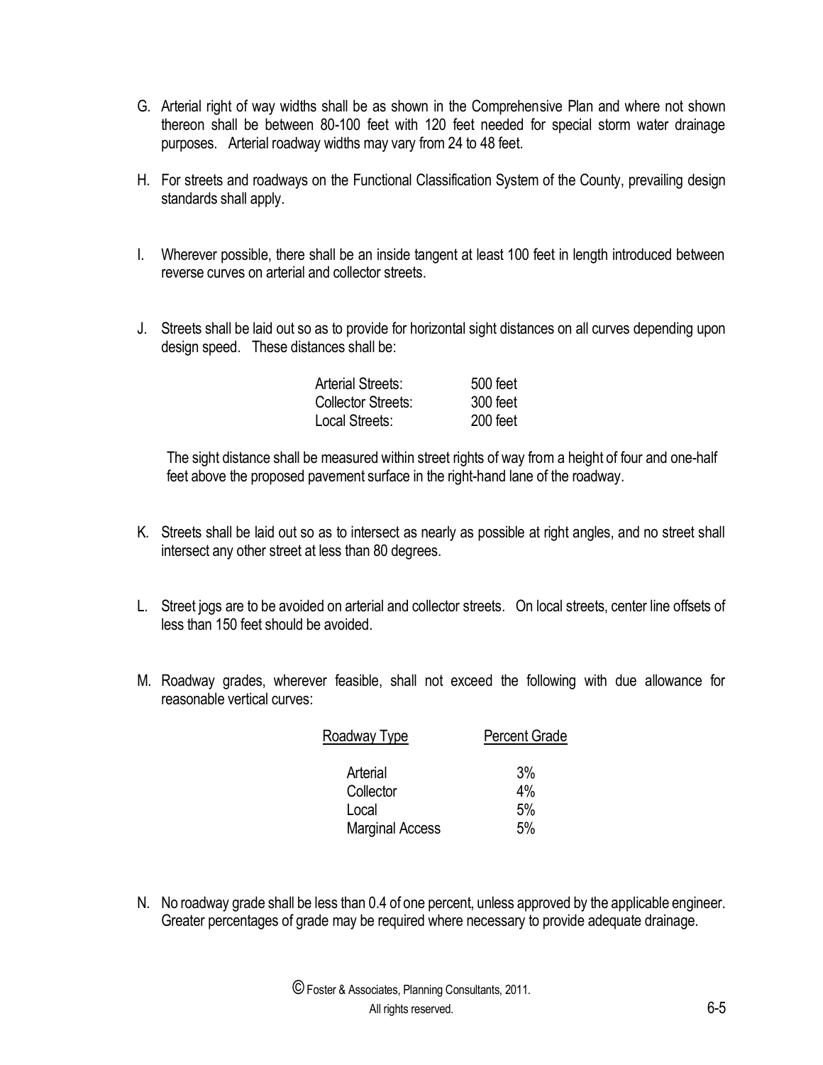G. Arterial right of way widths shall be as shown in the Comprehensive Plan and where not shown thereon shall be between 80-100 feet with 120 feet needed for special storm water drainage purposes. Arterial roadway widths may vary from 24 to 48 feet.

H. For streets and roadways on the Functional Classification System of the County, prevailing design standards shall apply.

I. Wherever possible, there shall be an inside tangent at least 100 feet in length introduced between reverse curves on arterial and collector streets.

J. Streets shall be laid out so as to provide for horizontal sight distances on all curves depending upon design speed. These distances shall be:

| | |
|---|---|
| Arterial Streets: | 500 feet |
| Collector Streets: | 300 feet |
| Local Streets: | 200 feet |

The sight distance shall be measured within street rights of way from a height of four and one-half feet above the proposed pavement surface in the right-hand lane of the roadway.

K. Streets shall be laid out so as to intersect as nearly as possible at right angles, and no street shall intersect any other street at less than 80 degrees.

L. Street jogs are to be avoided on arterial and collector streets. On local streets, center line offsets of less than 150 feet should be avoided.

M. Roadway grades, wherever feasible, shall not exceed the following with due allowance for reasonable vertical curves:

| Roadway Type | Percent Grade |
|---|---|
| Arterial | 3% |
| Collector | 4% |
| Local | 5% |
| Marginal Access | 5% |

N. No roadway grade shall be less than 0.4 of one percent, unless approved by the applicable engineer. Greater percentages of grade may be required where necessary to provide adequate drainage.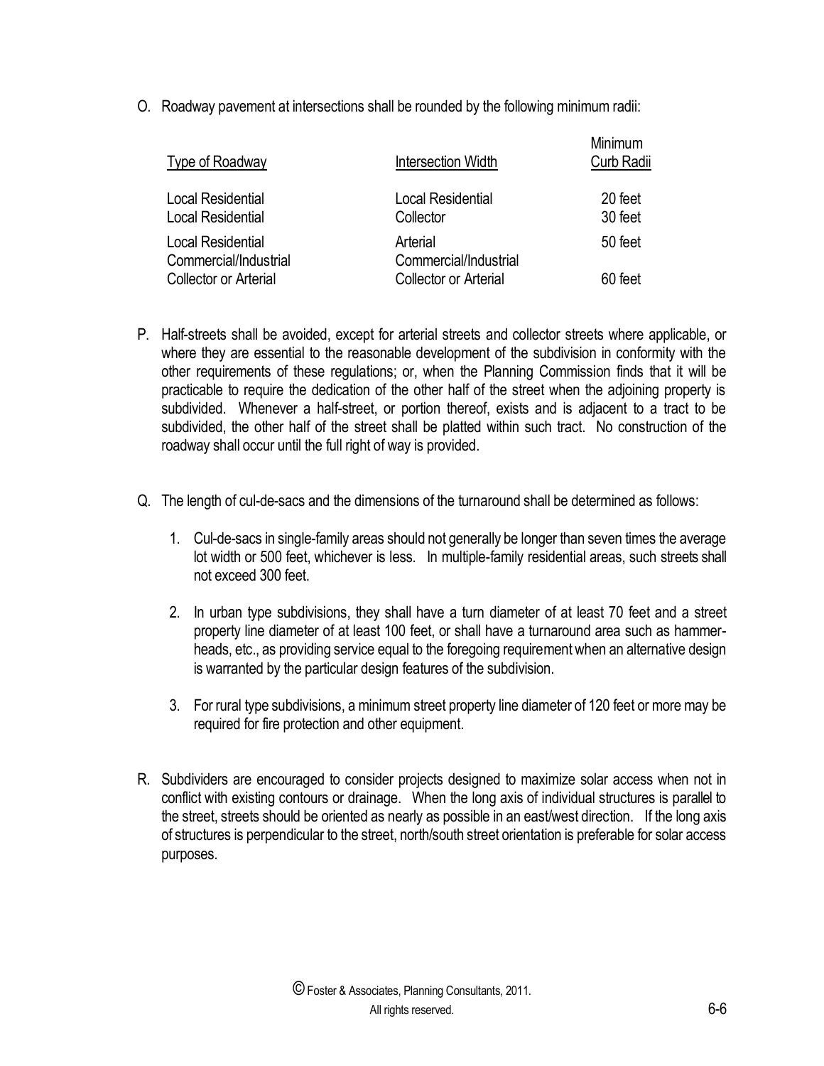O. Roadway pavement at intersections shall be rounded by the following minimum radii:

| Type of Roadway | Intersection Width | Minimum Curb Radii |
|---|---|---|
| Local Residential | Local Residential | 20 feet |
| Local Residential | Collector | 30 feet |
| Local Residential | Arterial | 50 feet |
| Commercial/Industrial Collector or Arterial | Commercial/Industrial Collector or Arterial | 60 feet |

P. Half-streets shall be avoided, except for arterial streets and collector streets where applicable, or where they are essential to the reasonable development of the subdivision in conformity with the other requirements of these regulations; or, when the Planning Commission finds that it will be practicable to require the dedication of the other half of the street when the adjoining property is subdivided. Whenever a half-street, or portion thereof, exists and is adjacent to a tract to be subdivided, the other half of the street shall be platted within such tract. No construction of the roadway shall occur until the full right of way is provided.

Q. The length of cul-de-sacs and the dimensions of the turnaround shall be determined as follows:

1. Cul-de-sacs in single-family areas should not generally be longer than seven times the average lot width or 500 feet, whichever is less. In multiple-family residential areas, such streets shall not exceed 300 feet.

2. In urban type subdivisions, they shall have a turn diameter of at least 70 feet and a street property line diameter of at least 100 feet, or shall have a turnaround area such as hammer-heads, etc., as providing service equal to the foregoing requirement when an alternative design is warranted by the particular design features of the subdivision.

3. For rural type subdivisions, a minimum street property line diameter of 120 feet or more may be required for fire protection and other equipment.

R. Subdividers are encouraged to consider projects designed to maximize solar access when not in conflict with existing contours or drainage. When the long axis of individual structures is parallel to the street, streets should be oriented as nearly as possible in an east/west direction. If the long axis of structures is perpendicular to the street, north/south street orientation is preferable for solar access purposes.

© Foster & Associates, Planning Consultants, 2011. All rights reserved.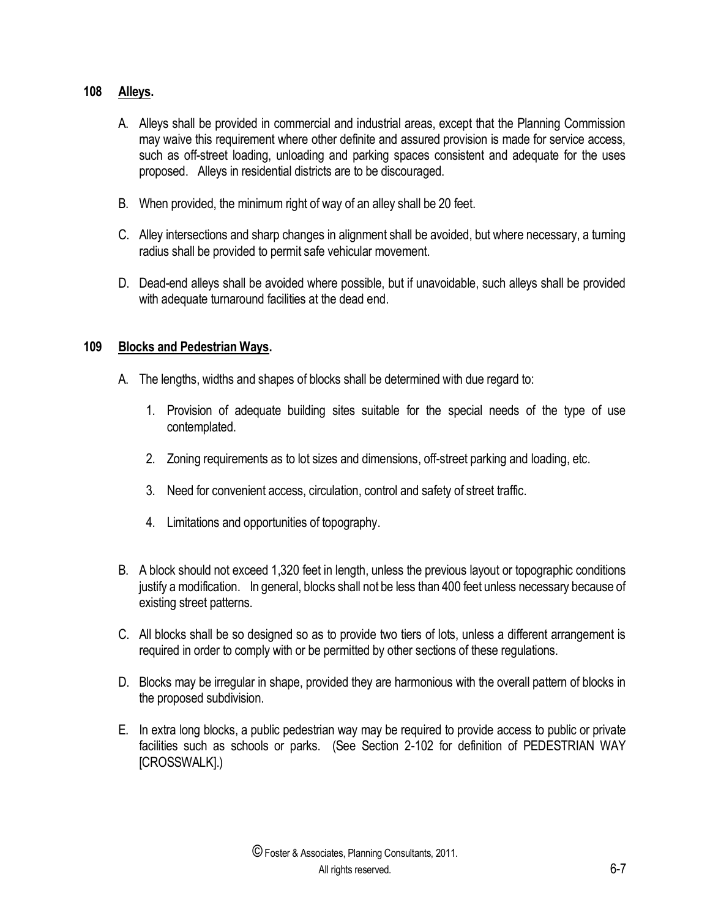## 108 **Alleys.**

A. Alleys shall be provided in commercial and industrial areas, except that the Planning Commission may waive this requirement where other definite and assured provision is made for service access, such as off-street loading, unloading and parking spaces consistent and adequate for the uses proposed. Alleys in residential districts are to be discouraged.

B. When provided, the minimum right of way of an alley shall be 20 feet.

C. Alley intersections and sharp changes in alignment shall be avoided, but where necessary, a turning radius shall be provided to permit safe vehicular movement.

D. Dead-end alleys shall be avoided where possible, but if unavoidable, such alleys shall be provided with adequate turnaround facilities at the dead end.

## 109 **Blocks and Pedestrian Ways.**

A. The lengths, widths and shapes of blocks shall be determined with due regard to:

1. Provision of adequate building sites suitable for the special needs of the type of use contemplated.

2. Zoning requirements as to lot sizes and dimensions, off-street parking and loading, etc.

3. Need for convenient access, circulation, control and safety of street traffic.

4. Limitations and opportunities of topography.

B. A block should not exceed 1,320 feet in length, unless the previous layout or topographic conditions justify a modification. In general, blocks shall not be less than 400 feet unless necessary because of existing street patterns.

C. All blocks shall be so designed so as to provide two tiers of lots, unless a different arrangement is required in order to comply with or be permitted by other sections of these regulations.

D. Blocks may be irregular in shape, provided they are harmonious with the overall pattern of blocks in the proposed subdivision.

E. In extra long blocks, a public pedestrian way may be required to provide access to public or private facilities such as schools or parks. (See Section 2-102 for definition of PEDESTRIAN WAY [CROSSWALK].)

© Foster & Associates, Planning Consultants, 2011.
All rights reserved.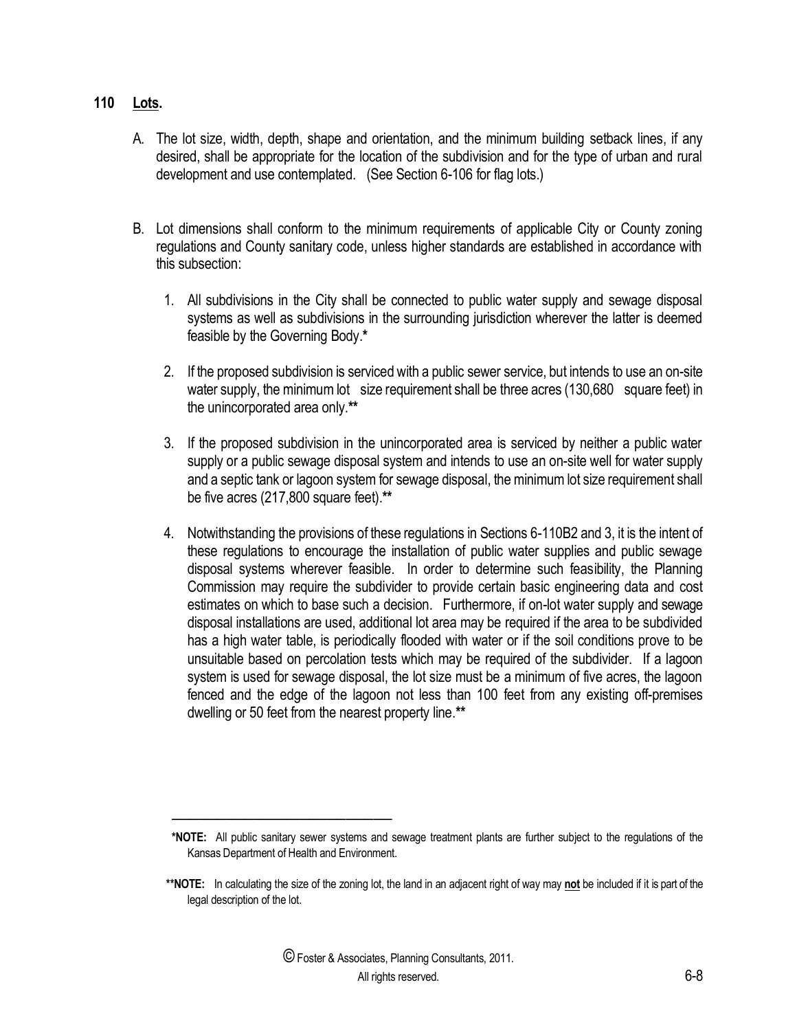## 110 Lots.

A. The lot size, width, depth, shape and orientation, and the minimum building setback lines, if any desired, shall be appropriate for the location of the subdivision and for the type of urban and rural development and use contemplated. (See Section 6-106 for flag lots.)

B. Lot dimensions shall conform to the minimum requirements of applicable City or County zoning regulations and County sanitary code, unless higher standards are established in accordance with this subsection:

1. All subdivisions in the City shall be connected to public water supply and sewage disposal systems as well as subdivisions in the surrounding jurisdiction wherever the latter is deemed feasible by the Governing Body.*

2. If the proposed subdivision is serviced with a public sewer service, but intends to use an on-site water supply, the minimum lot size requirement shall be three acres (130,680 square feet) in the unincorporated area only.**

3. If the proposed subdivision in the unincorporated area is serviced by neither a public water supply or a public sewage disposal system and intends to use an on-site well for water supply and a septic tank or lagoon system for sewage disposal, the minimum lot size requirement shall be five acres (217,800 square feet).**

4. Notwithstanding the provisions of these regulations in Sections 6-110B2 and 3, it is the intent of these regulations to encourage the installation of public water supplies and public sewage disposal systems wherever feasible. In order to determine such feasibility, the Planning Commission may require the subdivider to provide certain basic engineering data and cost estimates on which to base such a decision. Furthermore, if on-lot water supply and sewage disposal installations are used, additional lot area may be required if the area to be subdivided has a high water table, is periodically flooded with water or if the soil conditions prove to be unsuitable based on percolation tests which may be required of the subdivider. If a lagoon system is used for sewage disposal, the lot size must be a minimum of five acres, the lagoon fenced and the edge of the lagoon not less than 100 feet from any existing off-premises dwelling or 50 feet from the nearest property line.**

---

***NOTE:** All public sanitary sewer systems and sewage treatment plants are further subject to the regulations of the Kansas Department of Health and Environment.

****NOTE:** In calculating the size of the zoning lot, the land in an adjacent right of way may **not** be included if it is part of the legal description of the lot.

© Foster & Associates, Planning Consultants, 2011. All rights reserved.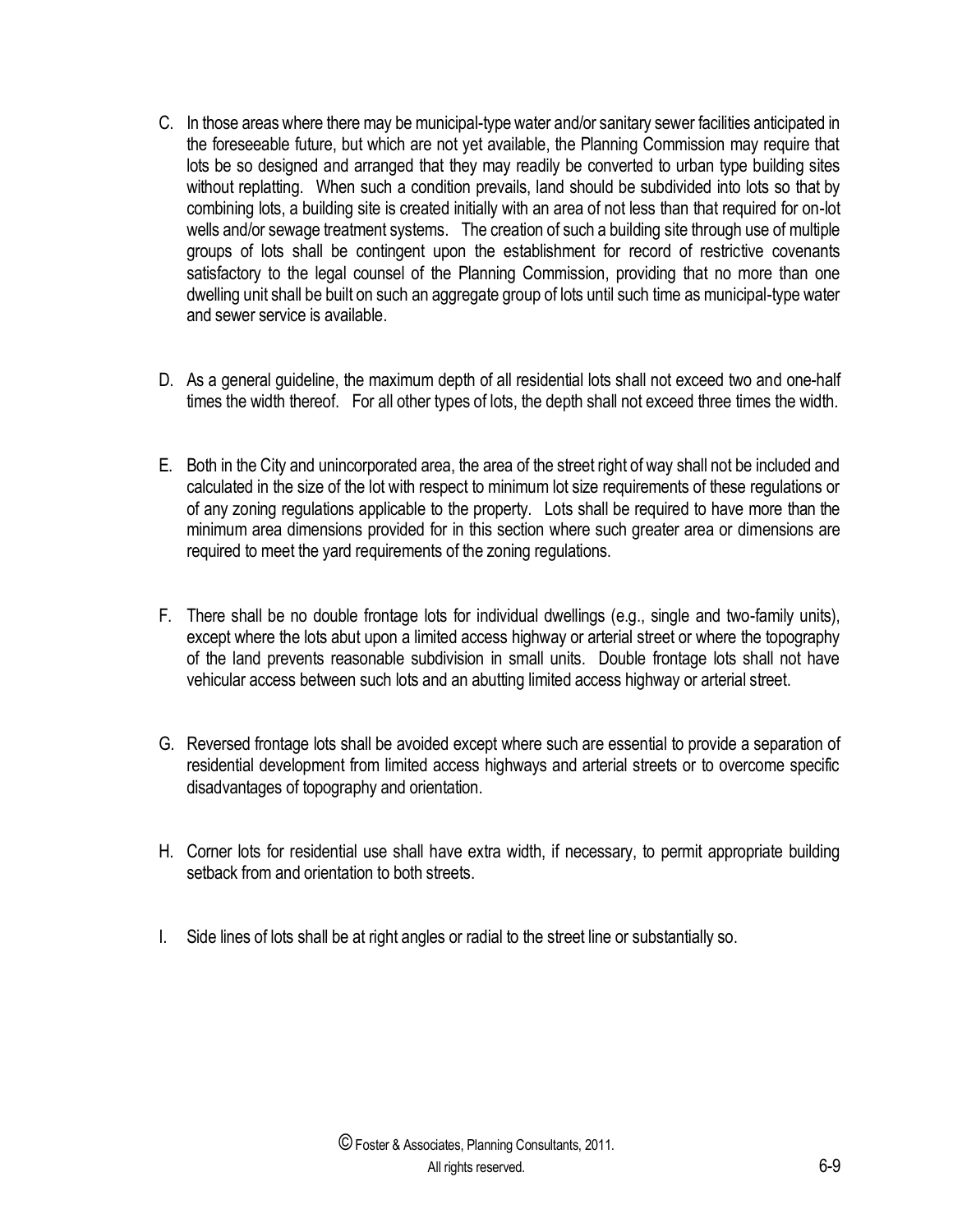C. In those areas where there may be municipal-type water and/or sanitary sewer facilities anticipated in the foreseeable future, but which are not yet available, the Planning Commission may require that lots be so designed and arranged that they may readily be converted to urban type building sites without replatting. When such a condition prevails, land should be subdivided into lots so that by combining lots, a building site is created initially with an area of not less than that required for on-lot wells and/or sewage treatment systems. The creation of such a building site through use of multiple groups of lots shall be contingent upon the establishment for record of restrictive covenants satisfactory to the legal counsel of the Planning Commission, providing that no more than one dwelling unit shall be built on such an aggregate group of lots until such time as municipal-type water and sewer service is available.

D. As a general guideline, the maximum depth of all residential lots shall not exceed two and one-half times the width thereof. For all other types of lots, the depth shall not exceed three times the width.

E. Both in the City and unincorporated area, the area of the street right of way shall not be included and calculated in the size of the lot with respect to minimum lot size requirements of these regulations or of any zoning regulations applicable to the property. Lots shall be required to have more than the minimum area dimensions provided for in this section where such greater area or dimensions are required to meet the yard requirements of the zoning regulations.

F. There shall be no double frontage lots for individual dwellings (e.g., single and two-family units), except where the lots abut upon a limited access highway or arterial street or where the topography of the land prevents reasonable subdivision in small units. Double frontage lots shall not have vehicular access between such lots and an abutting limited access highway or arterial street.

G. Reversed frontage lots shall be avoided except where such are essential to provide a separation of residential development from limited access highways and arterial streets or to overcome specific disadvantages of topography and orientation.

H. Corner lots for residential use shall have extra width, if necessary, to permit appropriate building setback from and orientation to both streets.

I. Side lines of lots shall be at right angles or radial to the street line or substantially so.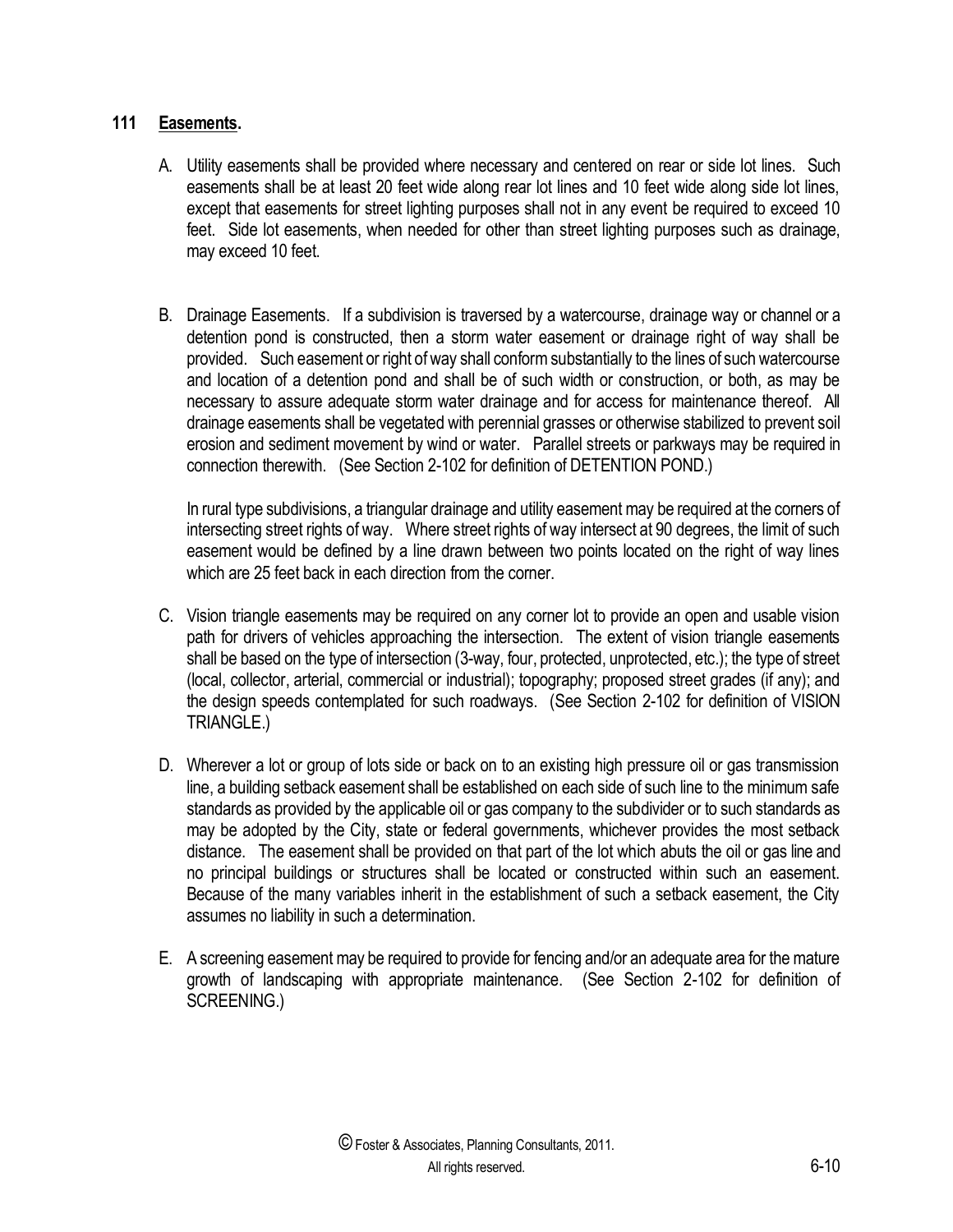## 111 **Easements.**

A. Utility easements shall be provided where necessary and centered on rear or side lot lines. Such easements shall be at least 20 feet wide along rear lot lines and 10 feet wide along side lot lines, except that easements for street lighting purposes shall not in any event be required to exceed 10 feet. Side lot easements, when needed for other than street lighting purposes such as drainage, may exceed 10 feet.

B. Drainage Easements. If a subdivision is traversed by a watercourse, drainage way or channel or a detention pond is constructed, then a storm water easement or drainage right of way shall be provided. Such easement or right of way shall conform substantially to the lines of such watercourse and location of a detention pond and shall be of such width or construction, or both, as may be necessary to assure adequate storm water drainage and for access for maintenance thereof. All drainage easements shall be vegetated with perennial grasses or otherwise stabilized to prevent soil erosion and sediment movement by wind or water. Parallel streets or parkways may be required in connection therewith. (See Section 2-102 for definition of DETENTION POND.)

   In rural type subdivisions, a triangular drainage and utility easement may be required at the corners of intersecting street rights of way. Where street rights of way intersect at 90 degrees, the limit of such easement would be defined by a line drawn between two points located on the right of way lines which are 25 feet back in each direction from the corner.

C. Vision triangle easements may be required on any corner lot to provide an open and usable vision path for drivers of vehicles approaching the intersection. The extent of vision triangle easements shall be based on the type of intersection (3-way, four, protected, unprotected, etc.); the type of street (local, collector, arterial, commercial or industrial); topography; proposed street grades (if any); and the design speeds contemplated for such roadways. (See Section 2-102 for definition of VISION TRIANGLE.)

D. Wherever a lot or group of lots side or back on to an existing high pressure oil or gas transmission line, a building setback easement shall be established on each side of such line to the minimum safe standards as provided by the applicable oil or gas company to the subdivider or to such standards as may be adopted by the City, state or federal governments, whichever provides the most setback distance. The easement shall be provided on that part of the lot which abuts the oil or gas line and no principal buildings or structures shall be located or constructed within such an easement. Because of the many variables inherit in the establishment of such a setback easement, the City assumes no liability in such a determination.

E. A screening easement may be required to provide for fencing and/or an adequate area for the mature growth of landscaping with appropriate maintenance. (See Section 2-102 for definition of SCREENING.)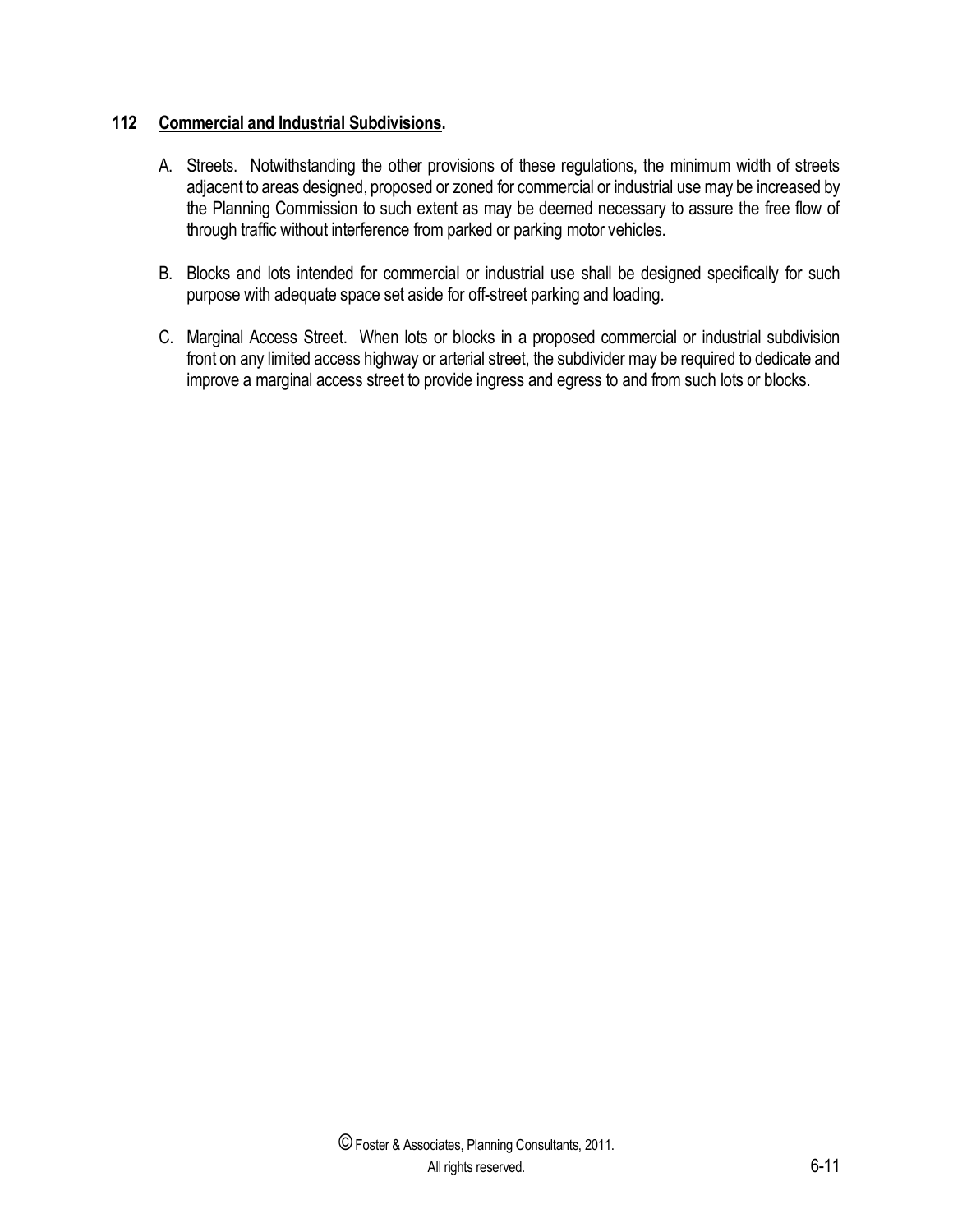## 112 Commercial and Industrial Subdivisions.

A. Streets. Notwithstanding the other provisions of these regulations, the minimum width of streets adjacent to areas designed, proposed or zoned for commercial or industrial use may be increased by the Planning Commission to such extent as may be deemed necessary to assure the free flow of through traffic without interference from parked or parking motor vehicles.

B. Blocks and lots intended for commercial or industrial use shall be designed specifically for such purpose with adequate space set aside for off-street parking and loading.

C. Marginal Access Street. When lots or blocks in a proposed commercial or industrial subdivision front on any limited access highway or arterial street, the subdivider may be required to dedicate and improve a marginal access street to provide ingress and egress to and from such lots or blocks.

© Foster & Associates, Planning Consultants, 2011.
All rights reserved.